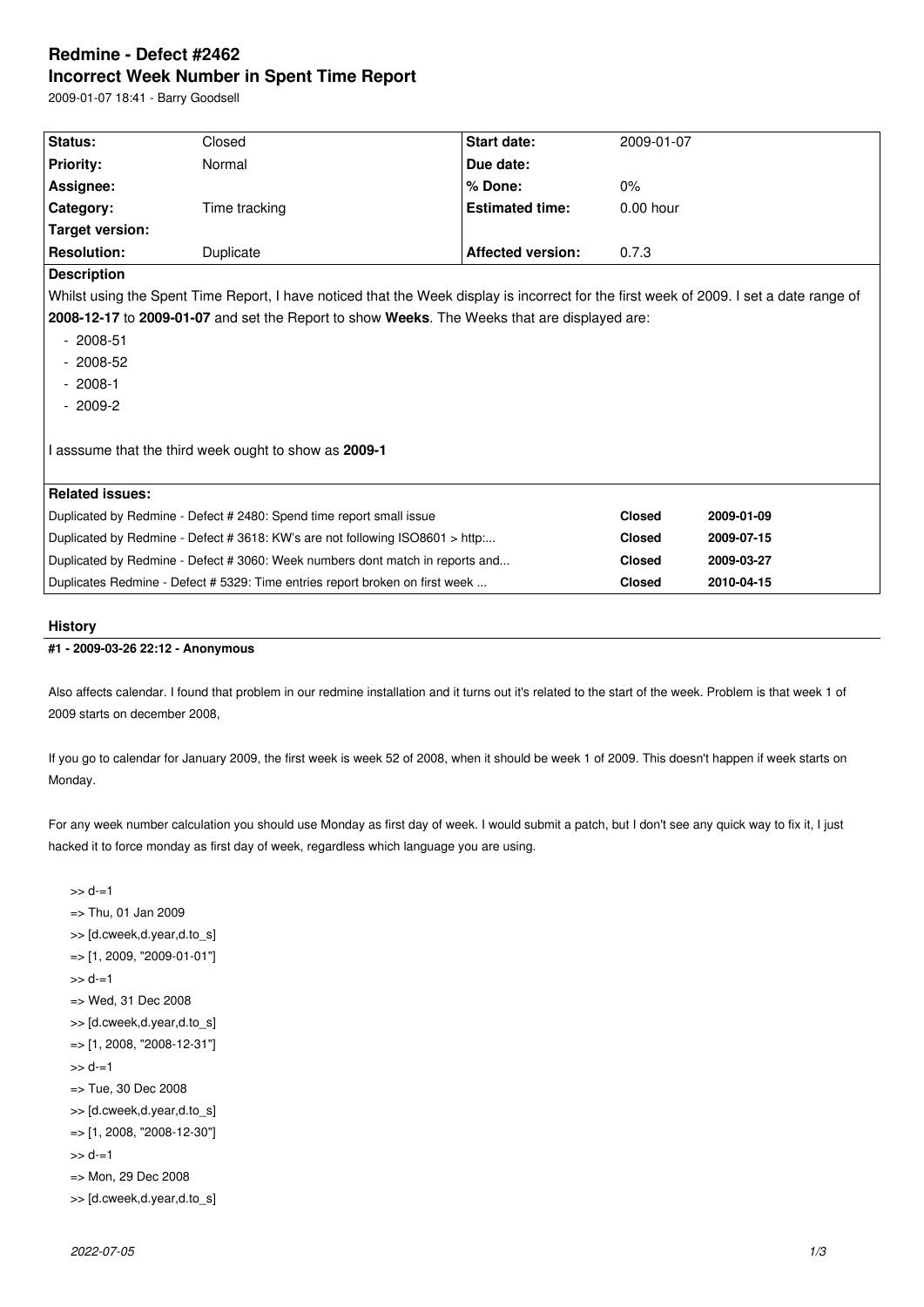# Redmine - Defect #2462

## Incorrect Week Number in Spent Time Report

2009-01-07 18:41 - Barry Goodsell

| | | | |
|---|---|---|---|
| **Status:** | Closed | **Start date:** | 2009-01-07 |
| **Priority:** | Normal | **Due date:** | |
| **Assignee:** | | **% Done:** | 0% |
| **Category:** | Time tracking | **Estimated time:** | 0.00 hour |
| **Target version:** | | | |
| **Resolution:** | Duplicate | **Affected version:** | 0.7.3 |

**Description**

Whilst using the Spent Time Report, I have noticed that the Week display is incorrect for the first week of 2009. I set a date range of **2008-12-17** to **2009-01-07** and set the Report to show **Weeks**. The Weeks that are displayed are:

- 2008-51
- 2008-52
- 2008-1
- 2009-2

I asssume that the third week ought to show as **2009-1**

**Related issues:**

| | | |
|---|---|---|
| Duplicated by Redmine - Defect # 2480: Spend time report small issue | **Closed** | **2009-01-09** |
| Duplicated by Redmine - Defect # 3618: KW's are not following ISO8601 > http:... | **Closed** | **2009-07-15** |
| Duplicated by Redmine - Defect # 3060: Week numbers dont match in reports and... | **Closed** | **2009-03-27** |
| Duplicates Redmine - Defect # 5329: Time entries report broken on first week ... | **Closed** | **2010-04-15** |

## History

### #1 - 2009-03-26 22:12 - Anonymous

Also affects calendar. I found that problem in our redmine installation and it turns out it's related to the start of the week. Problem is that week 1 of 2009 starts on december 2008,

If you go to calendar for January 2009, the first week is week 52 of 2008, when it should be week 1 of 2009. This doesn't happen if week starts on Monday.

For any week number calculation you should use Monday as first day of week. I would submit a patch, but I don't see any quick way to fix it, I just hacked it to force monday as first day of week, regardless which language you are using.

```
>> d-=1
=> Thu, 01 Jan 2009
>> [d.cweek,d.year,d.to_s]
=> [1, 2009, "2009-01-01"]
>> d-=1
=> Wed, 31 Dec 2008
>> [d.cweek,d.year,d.to_s]
=> [1, 2008, "2008-12-31"]
>> d-=1
=> Tue, 30 Dec 2008
>> [d.cweek,d.year,d.to_s]
=> [1, 2008, "2008-12-30"]
>> d-=1
=> Mon, 29 Dec 2008
>> [d.cweek,d.year,d.to_s]
```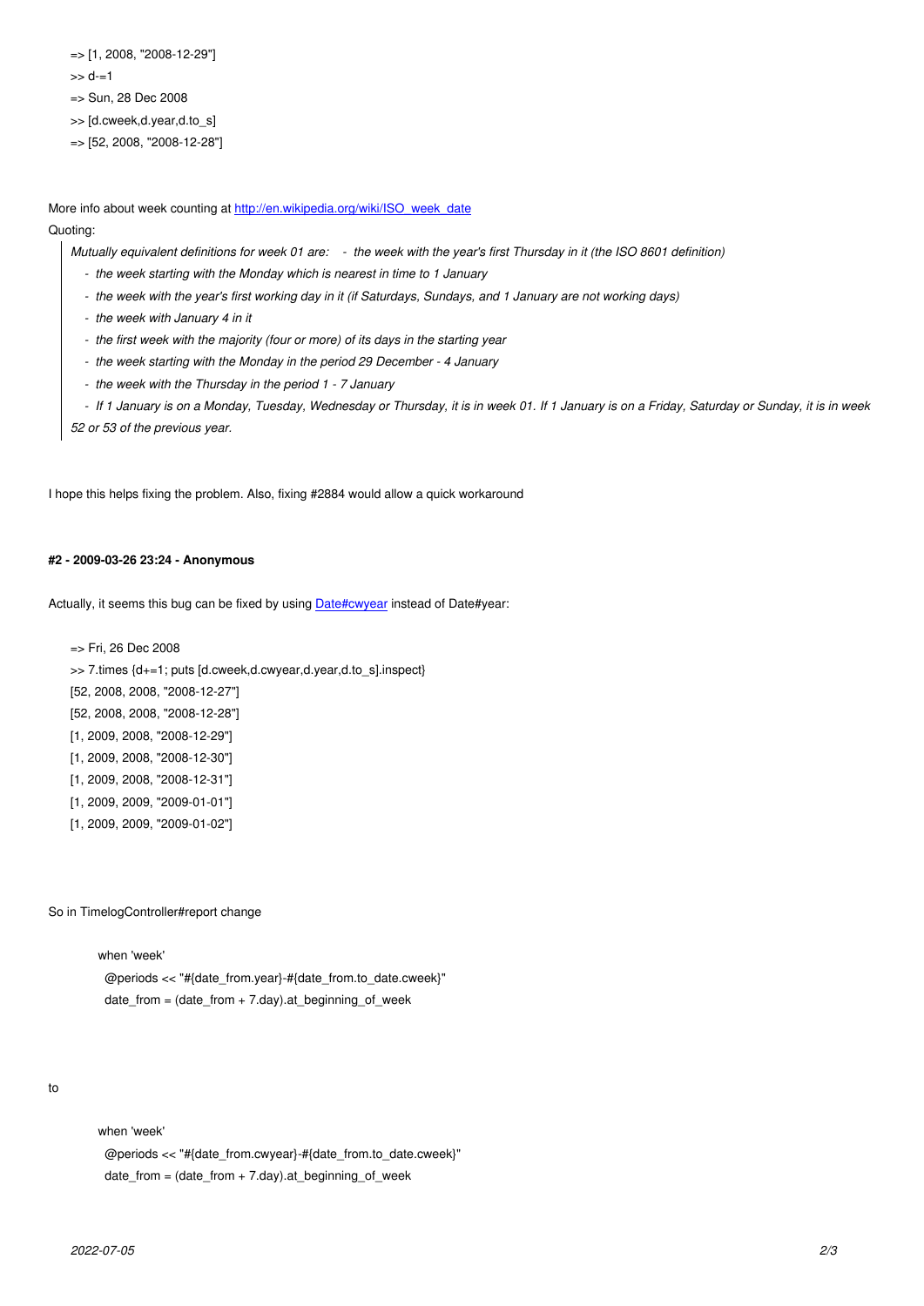```
=> [1, 2008, "2008-12-29"]
>> d-=1
=> Sun, 28 Dec 2008
>> [d.cweek,d.year,d.to_s]
=> [52, 2008, "2008-12-28"]
```

More info about week counting at [http://en.wikipedia.org/wiki/ISO_week_date](http://en.wikipedia.org/wiki/ISO_week_date)

Quoting:

> *Mutually equivalent definitions for week 01 are: - the week with the year's first Thursday in it (the ISO 8601 definition)*
> - *the week starting with the Monday which is nearest in time to 1 January*
> - *the week with the year's first working day in it (if Saturdays, Sundays, and 1 January are not working days)*
> - *the week with January 4 in it*
> - *the first week with the majority (four or more) of its days in the starting year*
> - *the week starting with the Monday in the period 29 December - 4 January*
> - *the week with the Thursday in the period 1 - 7 January*
> - *If 1 January is on a Monday, Tuesday, Wednesday or Thursday, it is in week 01. If 1 January is on a Friday, Saturday or Sunday, it is in week 52 or 53 of the previous year.*

I hope this helps fixing the problem. Also, fixing #2884 would allow a quick workaround

#### #2 - 2009-03-26 23:24 - Anonymous

Actually, it seems this bug can be fixed by using [Date#cwyear]() instead of Date#year:

```
=> Fri, 26 Dec 2008
>> 7.times {d+=1; puts [d.cweek,d.cwyear,d.year,d.to_s].inspect}
[52, 2008, 2008, "2008-12-27"]
[52, 2008, 2008, "2008-12-28"]
[1, 2009, 2008, "2008-12-29"]
[1, 2009, 2008, "2008-12-30"]
[1, 2009, 2008, "2008-12-31"]
[1, 2009, 2009, "2009-01-01"]
[1, 2009, 2009, "2009-01-02"]
```

So in TimelogController#report change

```
when 'week'
  @periods << "#{date_from.year}-#{date_from.to_date.cweek}"
  date_from = (date_from + 7.day).at_beginning_of_week
```

to

```
when 'week'
  @periods << "#{date_from.cwyear}-#{date_from.to_date.cweek}"
  date_from = (date_from + 7.day).at_beginning_of_week
```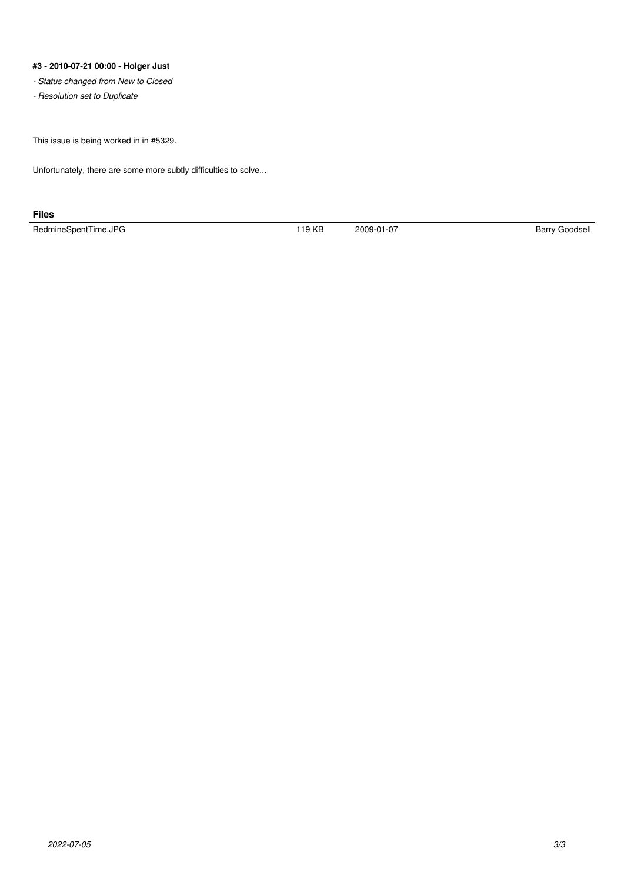#### #3 - 2010-07-21 00:00 - Holger Just

*- Status changed from New to Closed*

*- Resolution set to Duplicate*

This issue is being worked in in #5329.

Unfortunately, there are some more subtly difficulties to solve...

### Files

| | | | |
|---|---|---|---|
| RedmineSpentTime.JPG | 119 KB | 2009-01-07 | Barry Goodsell |